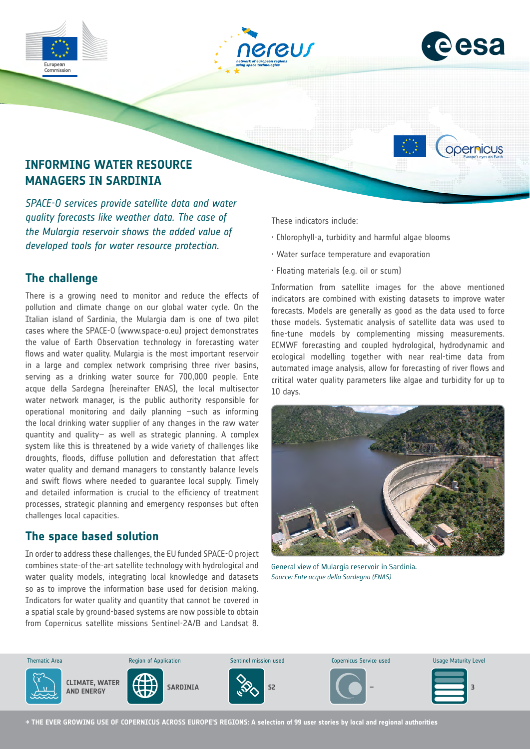# INFORMING WATER RESOURCE MANAGERS IN SARDINIA

*SPACE-O services provide satellite data and water quality forecasts like weather data. The case of the Mulargia reservoir shows the added value of developed tools for water resource protection.*

## The challenge

There is a growing need to monitor and reduce the effects of pollution and climate change on our global water cycle. On the Italian island of Sardinia, the Mulargia dam is one of two pilot cases where the SPACE-O (www.space-o.eu) project demonstrates the value of Earth Observation technology in forecasting water flows and water quality. Mulargia is the most important reservoir in a large and complex network comprising three river basins, serving as a drinking water source for 700,000 people. Ente acque della Sardegna (hereinafter ENAS), the local multisector water network manager, is the public authority responsible for operational monitoring and daily planning –such as informing the local drinking water supplier of any changes in the raw water quantity and quality– as well as strategic planning. A complex system like this is threatened by a wide variety of challenges like droughts, floods, diffuse pollution and deforestation that affect water quality and demand managers to constantly balance levels and swift flows where needed to guarantee local supply. Timely and detailed information is crucial to the efficiency of treatment processes, strategic planning and emergency responses but often challenges local capacities.

## The space based solution

In order to address these challenges, the EU funded SPACE-O project combines state-of the-art satellite technology with hydrological and water quality models, integrating local knowledge and datasets so as to improve the information base used for decision making. Indicators for water quality and quantity that cannot be covered in a spatial scale by ground-based systems are now possible to obtain from Copernicus satellite missions Sentinel-2A/B and Landsat 8.

These indicators include:

- Chlorophyll-a, turbidity and harmful algae blooms
- Water surface temperature and evaporation
- Floating materials (e.g. oil or scum)

Information from satellite images for the above mentioned indicators are combined with existing datasets to improve water forecasts. Models are generally as good as the data used to force those models. Systematic analysis of satellite data was used to fine-tune models by complementing missing measurements. ECMWF forecasting and coupled hydrological, hydrodynamic and ecological modelling together with near real-time data from automated image analysis, allow for forecasting of river flows and critical water quality parameters like algae and turbidity for up to 10 days.

General view of Mulargia reservoir in Sardinia.
*Source: Ente acque della Sardegna (ENAS)*

| Thematic Area | Region of Application | Sentinel mission used | Copernicus Service used | Usage Maturity Level |
| --- | --- | --- | --- | --- |
| CLIMATE, WATER AND ENERGY | SARDINIA | S2 | – | 3 |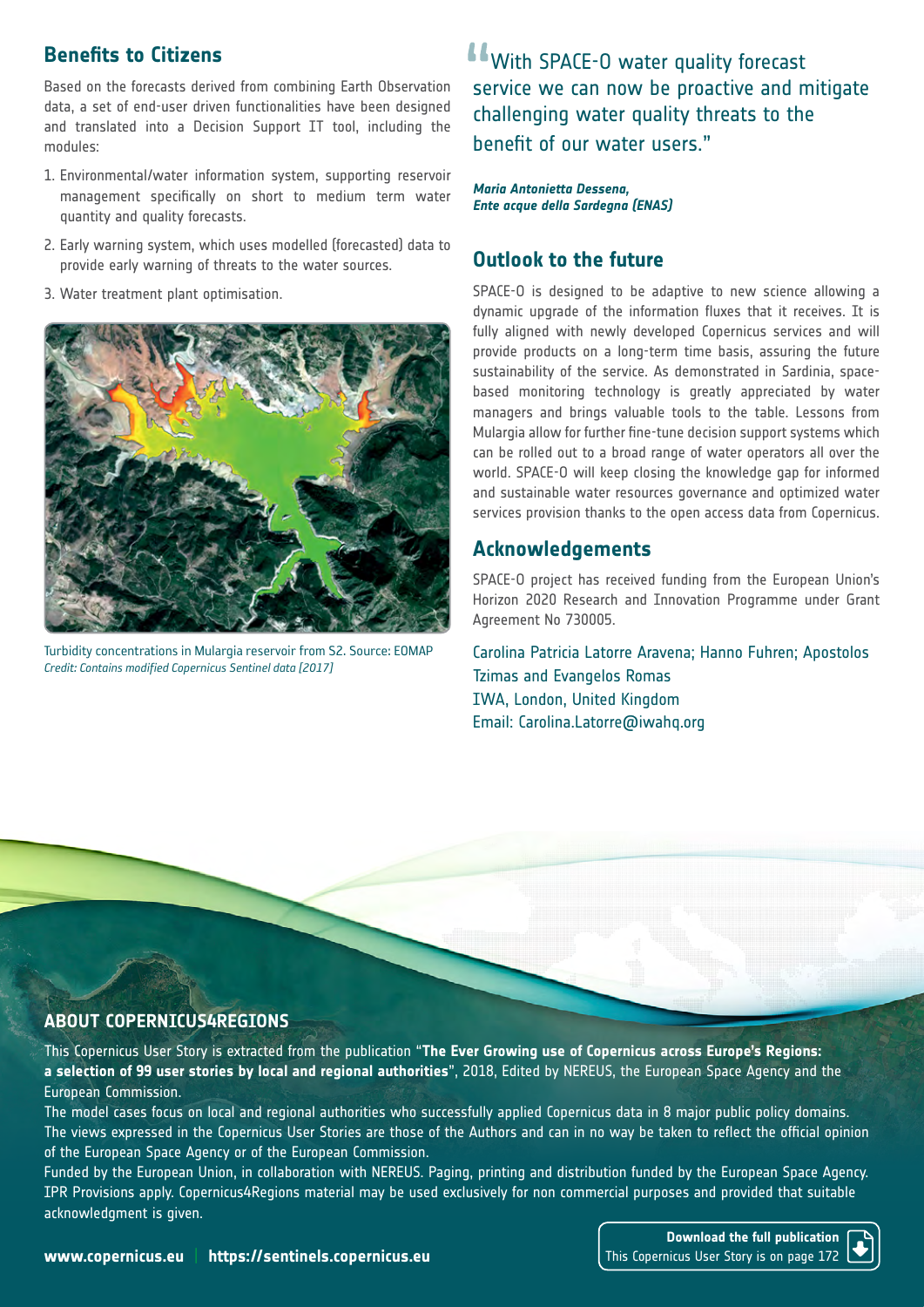## Benefits to Citizens

Based on the forecasts derived from combining Earth Observation data, a set of end-user driven functionalities have been designed and translated into a Decision Support IT tool, including the modules:

1. Environmental/water information system, supporting reservoir management specifically on short to medium term water quantity and quality forecasts.
2. Early warning system, which uses modelled (forecasted) data to provide early warning of threats to the water sources.
3. Water treatment plant optimisation.

Turbidity concentrations in Mulargia reservoir from S2. Source: EOMAP
*Credit: Contains modified Copernicus Sentinel data [2017]*

> "With SPACE-O water quality forecast service we can now be proactive and mitigate challenging water quality threats to the benefit of our water users."
>
> ***Maria Antonietta Dessena, Ente acque della Sardegna (ENAS)***

## Outlook to the future

SPACE-O is designed to be adaptive to new science allowing a dynamic upgrade of the information fluxes that it receives. It is fully aligned with newly developed Copernicus services and will provide products on a long-term time basis, assuring the future sustainability of the service. As demonstrated in Sardinia, space-based monitoring technology is greatly appreciated by water managers and brings valuable tools to the table. Lessons from Mulargia allow for further fine-tune decision support systems which can be rolled out to a broad range of water operators all over the world. SPACE-O will keep closing the knowledge gap for informed and sustainable water resources governance and optimized water services provision thanks to the open access data from Copernicus.

## Acknowledgements

SPACE-O project has received funding from the European Union's Horizon 2020 Research and Innovation Programme under Grant Agreement No 730005.

Carolina Patricia Latorre Aravena; Hanno Fuhren; Apostolos Tzimas and Evangelos Romas
IWA, London, United Kingdom
Email: Carolina.Latorre@iwahq.org

### ABOUT COPERNICUS4REGIONS

This Copernicus User Story is extracted from the publication "**The Ever Growing use of Copernicus across Europe's Regions: a selection of 99 user stories by local and regional authorities**", 2018, Edited by NEREUS, the European Space Agency and the European Commission.
The model cases focus on local and regional authorities who successfully applied Copernicus data in 8 major public policy domains. The views expressed in the Copernicus User Stories are those of the Authors and can in no way be taken to reflect the official opinion of the European Space Agency or of the European Commission.
Funded by the European Union, in collaboration with NEREUS. Paging, printing and distribution funded by the European Space Agency. IPR Provisions apply. Copernicus4Regions material may be used exclusively for non commercial purposes and provided that suitable acknowledgment is given.

**www.copernicus.eu** | **https://sentinels.copernicus.eu**

**Download the full publication**
This Copernicus User Story is on page 172